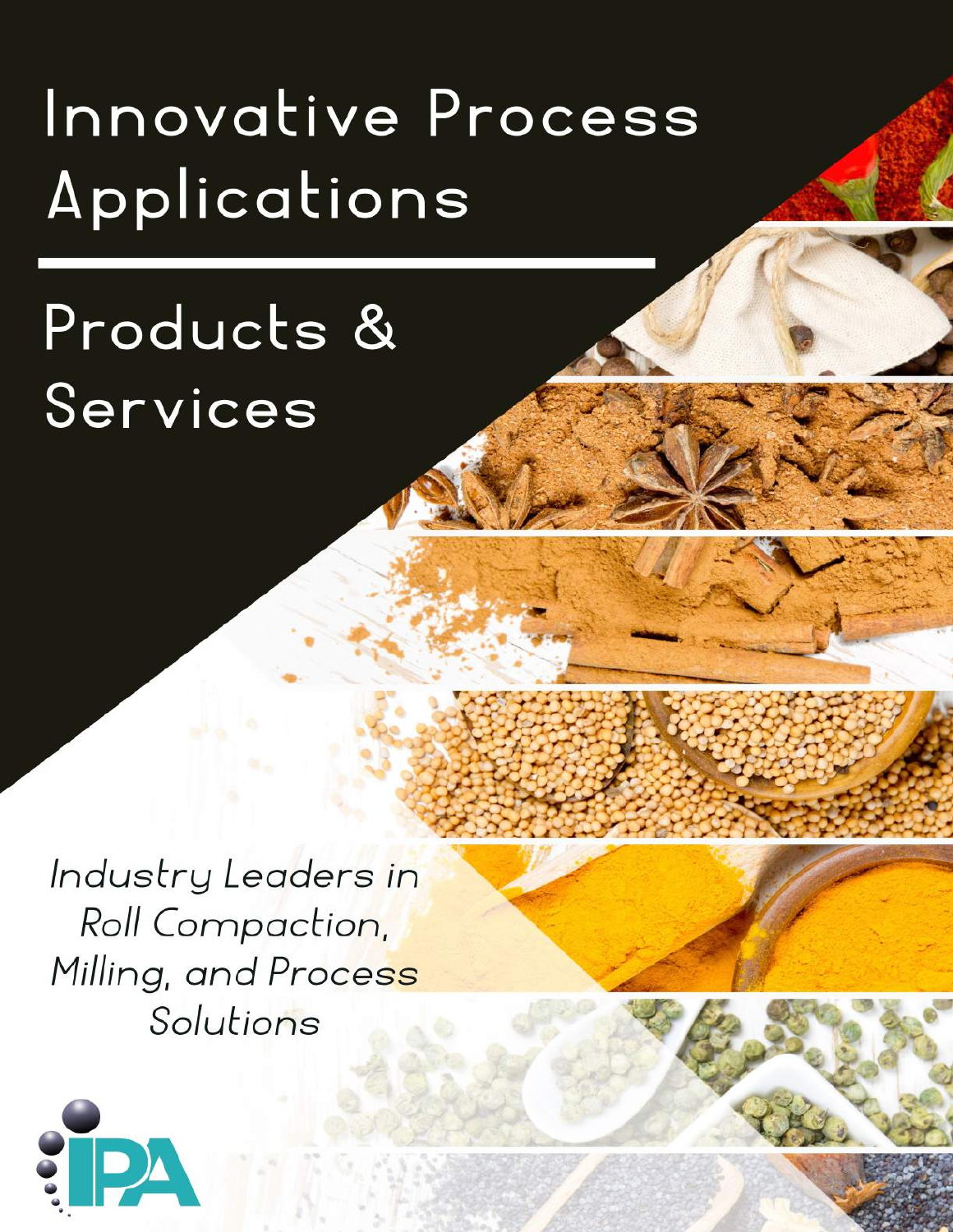# Innovative Process Applications

## Products & Services

*Industry Leaders in Roll Compaction, Milling, and Process Solutions*

IPA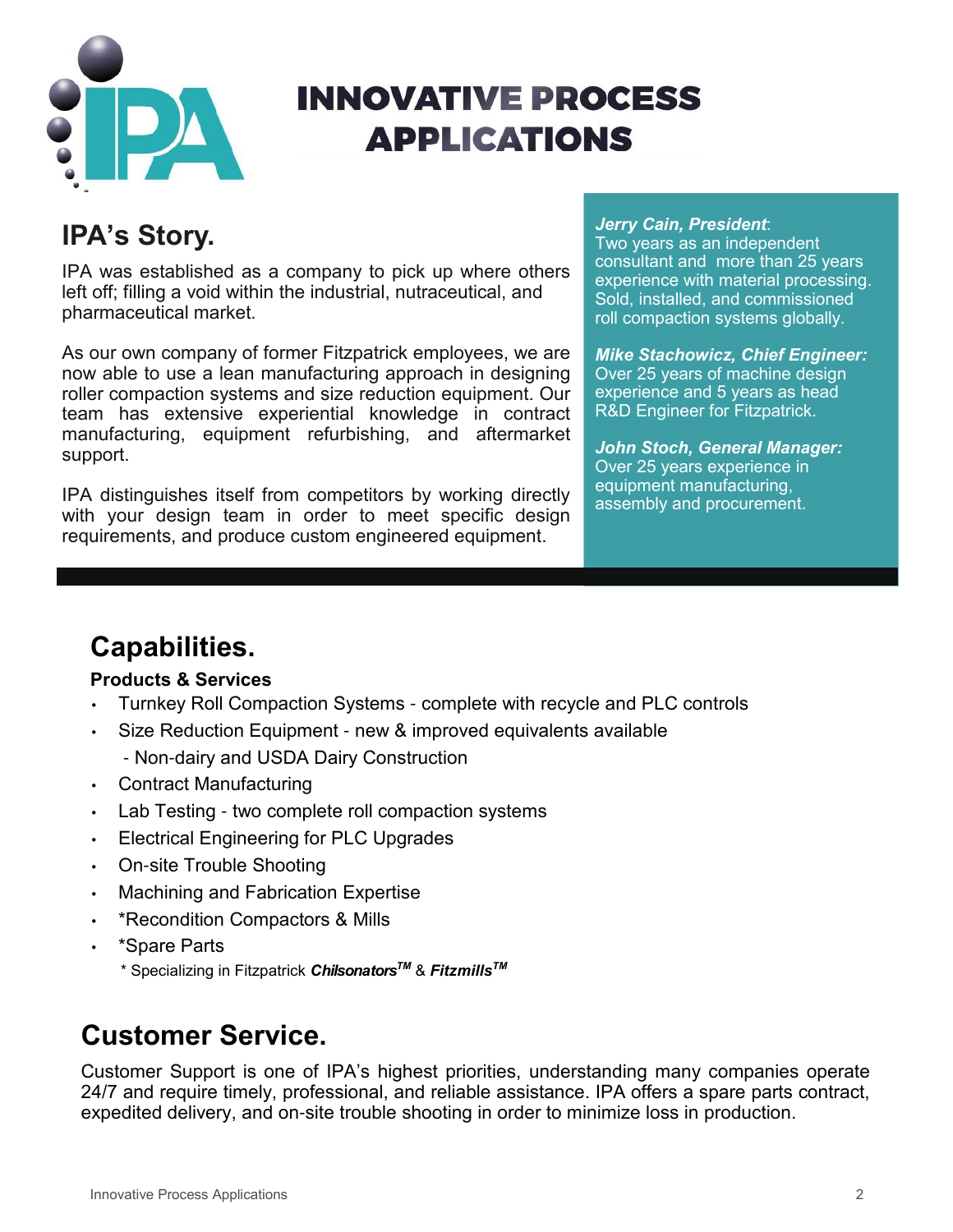# INNOVATIVE PROCESS APPLICATIONS

## IPA's Story.

IPA was established as a company to pick up where others left off; filling a void within the industrial, nutraceutical, and pharmaceutical market.

As our own company of former Fitzpatrick employees, we are now able to use a lean manufacturing approach in designing roller compaction systems and size reduction equipment. Our team has extensive experiential knowledge in contract manufacturing, equipment refurbishing, and aftermarket support.

IPA distinguishes itself from competitors by working directly with your design team in order to meet specific design requirements, and produce custom engineered equipment.

***Jerry Cain, President***:
Two years as an independent consultant and more than 25 years experience with material processing. Sold, installed, and commissioned roll compaction systems globally.

***Mike Stachowicz, Chief Engineer:***
Over 25 years of machine design experience and 5 years as head R&D Engineer for Fitzpatrick.

***John Stoch, General Manager:***
Over 25 years experience in equipment manufacturing, assembly and procurement.

## Capabilities.

**Products & Services**

- Turnkey Roll Compaction Systems - complete with recycle and PLC controls
- Size Reduction Equipment - new & improved equivalents available
  - Non-dairy and USDA Dairy Construction
- Contract Manufacturing
- Lab Testing - two complete roll compaction systems
- Electrical Engineering for PLC Upgrades
- On-site Trouble Shooting
- Machining and Fabrication Expertise
- *Recondition Compactors & Mills
- *Spare Parts

\* Specializing in Fitzpatrick ***Chilsonators™*** & ***Fitzmills™***

## Customer Service.

Customer Support is one of IPA's highest priorities, understanding many companies operate 24/7 and require timely, professional, and reliable assistance. IPA offers a spare parts contract, expedited delivery, and on-site trouble shooting in order to minimize loss in production.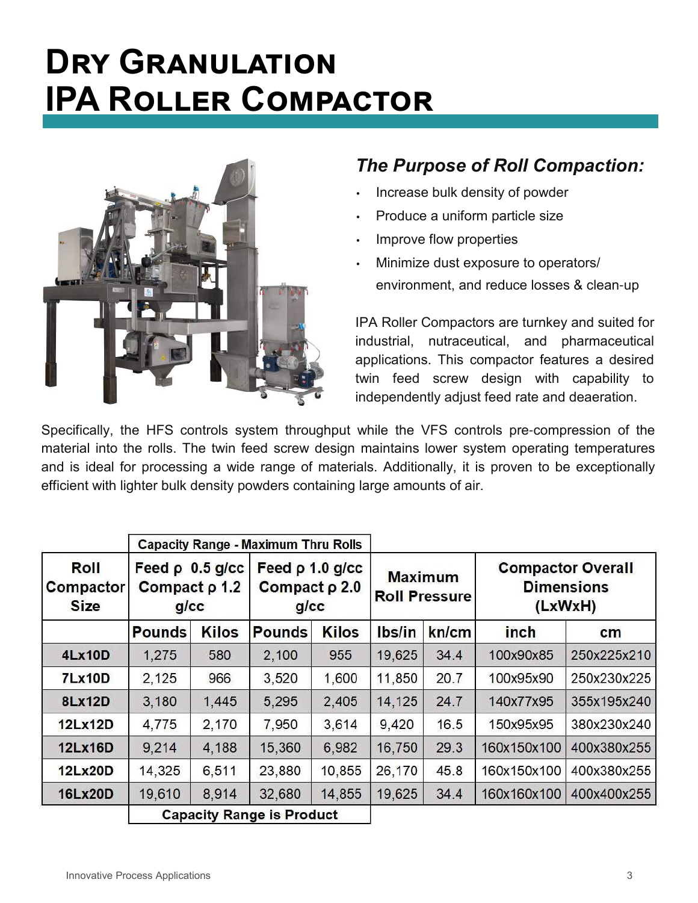# Dry Granulation
# IPA Roller Compactor

### *The Purpose of Roll Compaction:*

- Increase bulk density of powder
- Produce a uniform particle size
- Improve flow properties
- Minimize dust exposure to operators/ environment, and reduce losses & clean-up

IPA Roller Compactors are turnkey and suited for industrial, nutraceutical, and pharmaceutical applications. This compactor features a desired twin feed screw design with capability to independently adjust feed rate and deaeration.

Specifically, the HFS controls system throughput while the VFS controls pre-compression of the material into the rolls. The twin feed screw design maintains lower system operating temperatures and is ideal for processing a wide range of materials. Additionally, it is proven to be exceptionally efficient with lighter bulk density powders containing large amounts of air.

| | Capacity Range - Maximum Thru Rolls | | | | | | | |
|---|---|---|---|---|---|---|---|---|
| **Roll Compactor Size** | **Feed ρ 0.5 g/cc Compact ρ 1.2 g/cc** | | **Feed ρ 1.0 g/cc Compact ρ 2.0 g/cc** | | **Maximum Roll Pressure** | | **Compactor Overall Dimensions (LxWxH)** | |
| | **Pounds** | **Kilos** | **Pounds** | **Kilos** | **lbs/in** | **kn/cm** | **inch** | **cm** |
| **4Lx10D** | 1,275 | 580 | 2,100 | 955 | 19,625 | 34.4 | 100x90x85 | 250x225x210 |
| **7Lx10D** | 2,125 | 966 | 3,520 | 1,600 | 11,850 | 20.7 | 100x95x90 | 250x230x225 |
| **8Lx12D** | 3,180 | 1,445 | 5,295 | 2,405 | 14,125 | 24.7 | 140x77x95 | 355x195x240 |
| **12Lx12D** | 4,775 | 2,170 | 7,950 | 3,614 | 9,420 | 16.5 | 150x95x95 | 380x230x240 |
| **12Lx16D** | 9,214 | 4,188 | 15,360 | 6,982 | 16,750 | 29.3 | 160x150x100 | 400x380x255 |
| **12Lx20D** | 14,325 | 6,511 | 23,880 | 10,855 | 26,170 | 45.8 | 160x150x100 | 400x380x255 |
| **16Lx20D** | 19,610 | 8,914 | 32,680 | 14,855 | 19,625 | 34.4 | 160x160x100 | 400x400x255 |
| | Capacity Range is Product | | | | | | | |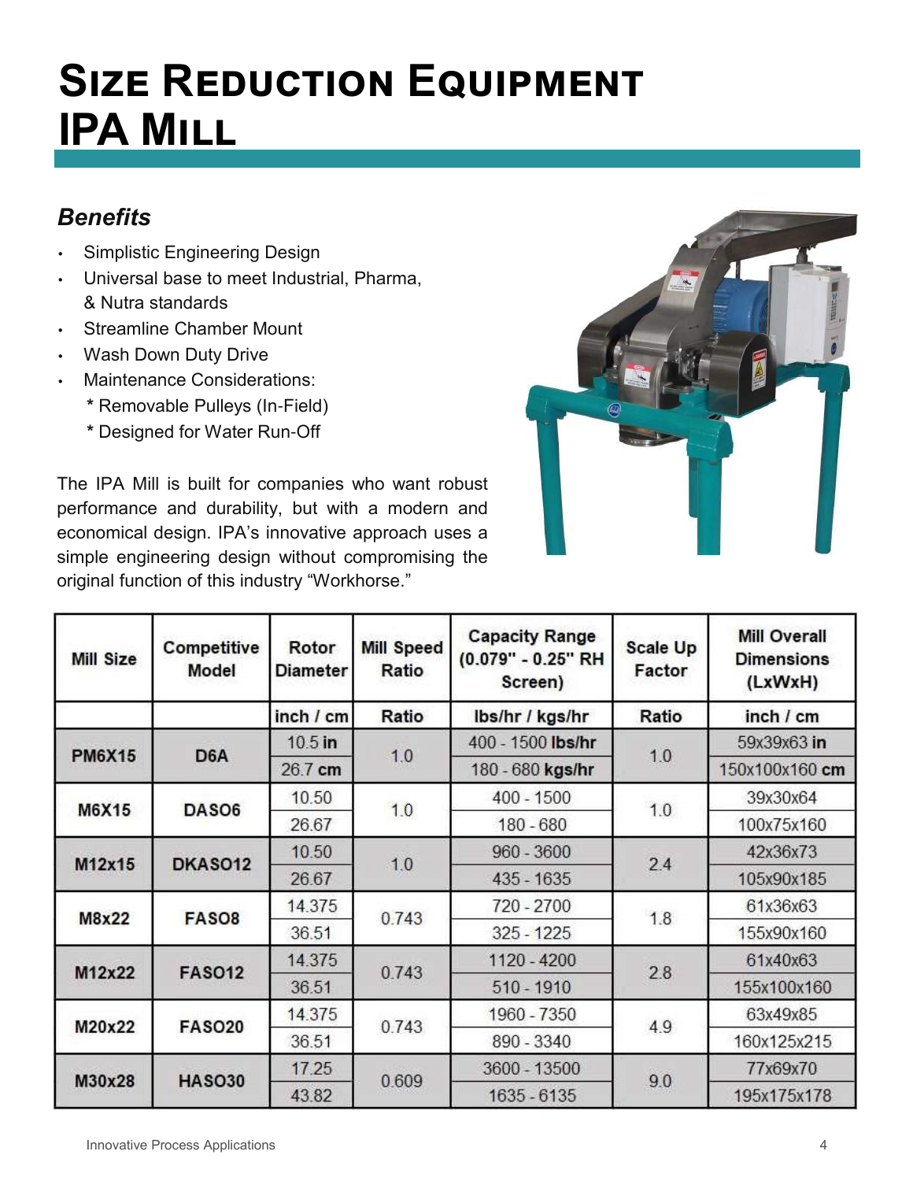# Size Reduction Equipment
# IPA Mill

### *Benefits*

- Simplistic Engineering Design
- Universal base to meet Industrial, Pharma, & Nutra standards
- Streamline Chamber Mount
- Wash Down Duty Drive
- Maintenance Considerations:
  * Removable Pulleys (In-Field)
  * Designed for Water Run-Off

The IPA Mill is built for companies who want robust performance and durability, but with a modern and economical design. IPA's innovative approach uses a simple engineering design without compromising the original function of this industry "Workhorse."

| Mill Size | Competitive Model | Rotor Diameter | Mill Speed Ratio | Capacity Range (0.079" - 0.25" RH Screen) | Scale Up Factor | Mill Overall Dimensions (LxWxH) |
|---|---|---|---|---|---|---|
| | | inch / cm | Ratio | lbs/hr / kgs/hr | Ratio | inch / cm |
| **PM6X15** | **D6A** | 10.5 **in** | 1.0 | 400 - 1500 **lbs/hr** | 1.0 | 59x39x63 **in** |
| | | 26.7 **cm** | | 180 - 680 **kgs/hr** | | 150x100x160 **cm** |
| **M6X15** | **DASO6** | 10.50 | 1.0 | 400 - 1500 | 1.0 | 39x30x64 |
| | | 26.67 | | 180 - 680 | | 100x75x160 |
| **M12x15** | **DKASO12** | 10.50 | 1.0 | 960 - 3600 | 2.4 | 42x36x73 |
| | | 26.67 | | 435 - 1635 | | 105x90x185 |
| **M8x22** | **FASO8** | 14.375 | 0.743 | 720 - 2700 | 1.8 | 61x36x63 |
| | | 36.51 | | 325 - 1225 | | 155x90x160 |
| **M12x22** | **FASO12** | 14.375 | 0.743 | 1120 - 4200 | 2.8 | 61x40x63 |
| | | 36.51 | | 510 - 1910 | | 155x100x160 |
| **M20x22** | **FASO20** | 14.375 | 0.743 | 1960 - 7350 | 4.9 | 63x49x85 |
| | | 36.51 | | 890 - 3340 | | 160x125x215 |
| **M30x28** | **HASO30** | 17.25 | 0.609 | 3600 - 13500 | 9.0 | 77x69x70 |
| | | 43.82 | | 1635 - 6135 | | 195x175x178 |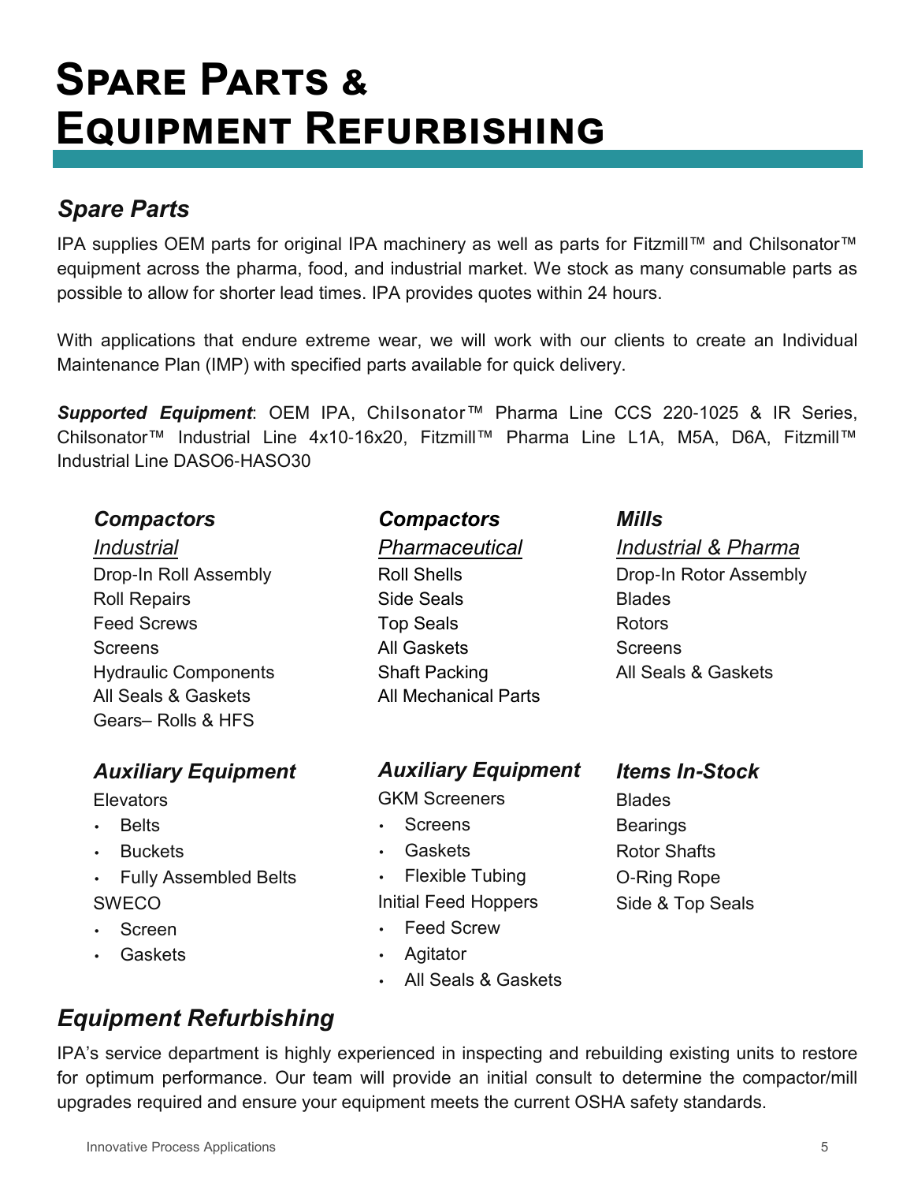# Spare Parts & Equipment Refurbishing

## *Spare Parts*

IPA supplies OEM parts for original IPA machinery as well as parts for Fitzmill™ and Chilsonator™ equipment across the pharma, food, and industrial market. We stock as many consumable parts as possible to allow for shorter lead times. IPA provides quotes within 24 hours.

With applications that endure extreme wear, we will work with our clients to create an Individual Maintenance Plan (IMP) with specified parts available for quick delivery.

***Supported Equipment***: OEM IPA, Chilsonator™ Pharma Line CCS 220-1025 & IR Series, Chilsonator™ Industrial Line 4x10-16x20, Fitzmill™ Pharma Line L1A, M5A, D6A, Fitzmill™ Industrial Line DASO6-HASO30

### *Compactors*

*Industrial*

Drop-In Roll Assembly
Roll Repairs
Feed Screws
Screens
Hydraulic Components
All Seals & Gaskets
Gears– Rolls & HFS

### *Compactors*

*Pharmaceutical*

Roll Shells
Side Seals
Top Seals
All Gaskets
Shaft Packing
All Mechanical Parts

### *Mills*

*Industrial & Pharma*

Drop-In Rotor Assembly
Blades
Rotors
Screens
All Seals & Gaskets

### *Auxiliary Equipment*

Elevators

- Belts
- Buckets
- Fully Assembled Belts

SWECO

- Screen
- Gaskets

### *Auxiliary Equipment*

GKM Screeners

- Screens
- Gaskets
- Flexible Tubing

Initial Feed Hoppers

- Feed Screw
- Agitator
- All Seals & Gaskets

### *Items In-Stock*

Blades
Bearings
Rotor Shafts
O-Ring Rope
Side & Top Seals

## *Equipment Refurbishing*

IPA's service department is highly experienced in inspecting and rebuilding existing units to restore for optimum performance. Our team will provide an initial consult to determine the compactor/mill upgrades required and ensure your equipment meets the current OSHA safety standards.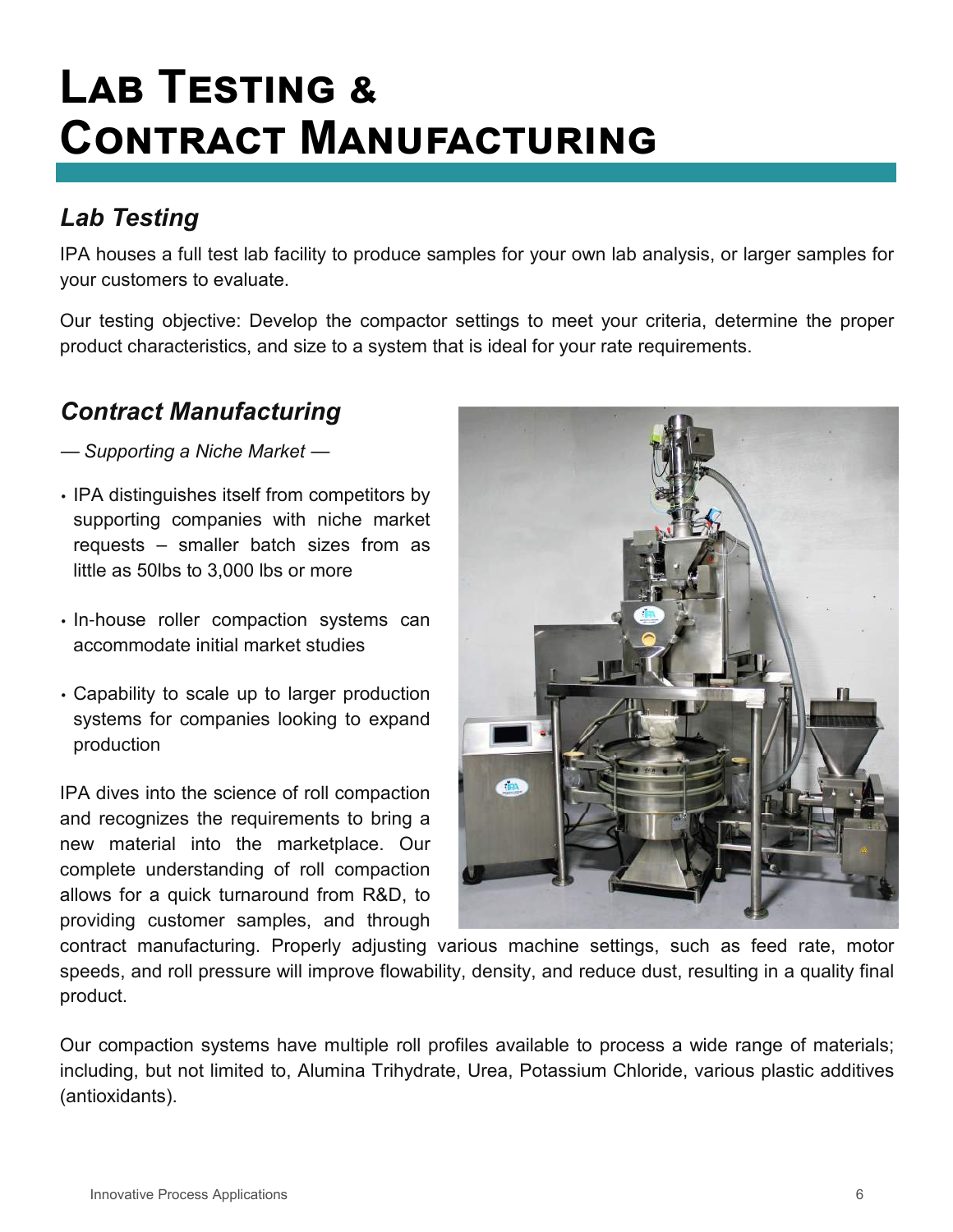# Lab Testing & Contract Manufacturing

## *Lab Testing*

IPA houses a full test lab facility to produce samples for your own lab analysis, or larger samples for your customers to evaluate.

Our testing objective: Develop the compactor settings to meet your criteria, determine the proper product characteristics, and size to a system that is ideal for your rate requirements.

## *Contract Manufacturing*

*— Supporting a Niche Market —*

- IPA distinguishes itself from competitors by supporting companies with niche market requests – smaller batch sizes from as little as 50lbs to 3,000 lbs or more
- In-house roller compaction systems can accommodate initial market studies
- Capability to scale up to larger production systems for companies looking to expand production

IPA dives into the science of roll compaction and recognizes the requirements to bring a new material into the marketplace. Our complete understanding of roll compaction allows for a quick turnaround from R&D, to providing customer samples, and through contract manufacturing. Properly adjusting various machine settings, such as feed rate, motor speeds, and roll pressure will improve flowability, density, and reduce dust, resulting in a quality final product.

Our compaction systems have multiple roll profiles available to process a wide range of materials; including, but not limited to, Alumina Trihydrate, Urea, Potassium Chloride, various plastic additives (antioxidants).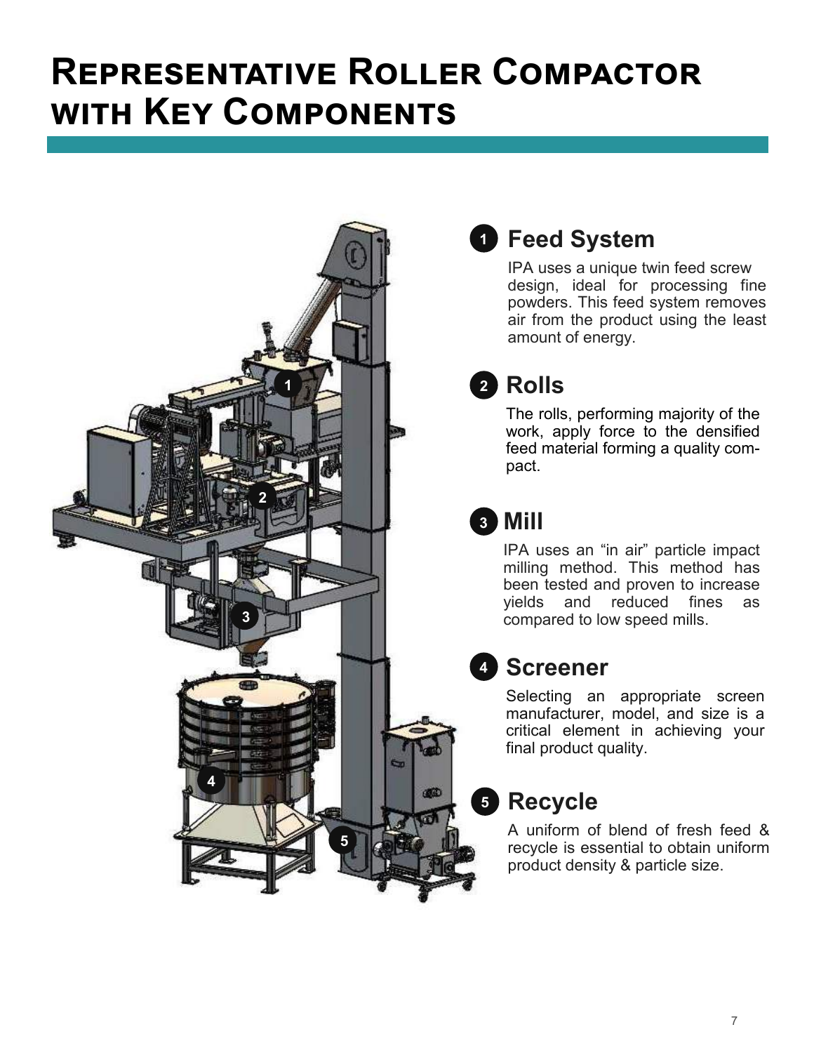# Representative Roller Compactor with Key Components

## 1 Feed System

IPA uses a unique twin feed screw design, ideal for processing fine powders. This feed system removes air from the product using the least amount of energy.

## 2 Rolls

The rolls, performing majority of the work, apply force to the densified feed material forming a quality compact.

## 3 Mill

IPA uses an "in air" particle impact milling method. This method has been tested and proven to increase yields and reduced fines as compared to low speed mills.

## 4 Screener

Selecting an appropriate screen manufacturer, model, and size is a critical element in achieving your final product quality.

## 5 Recycle

A uniform of blend of fresh feed & recycle is essential to obtain uniform product density & particle size.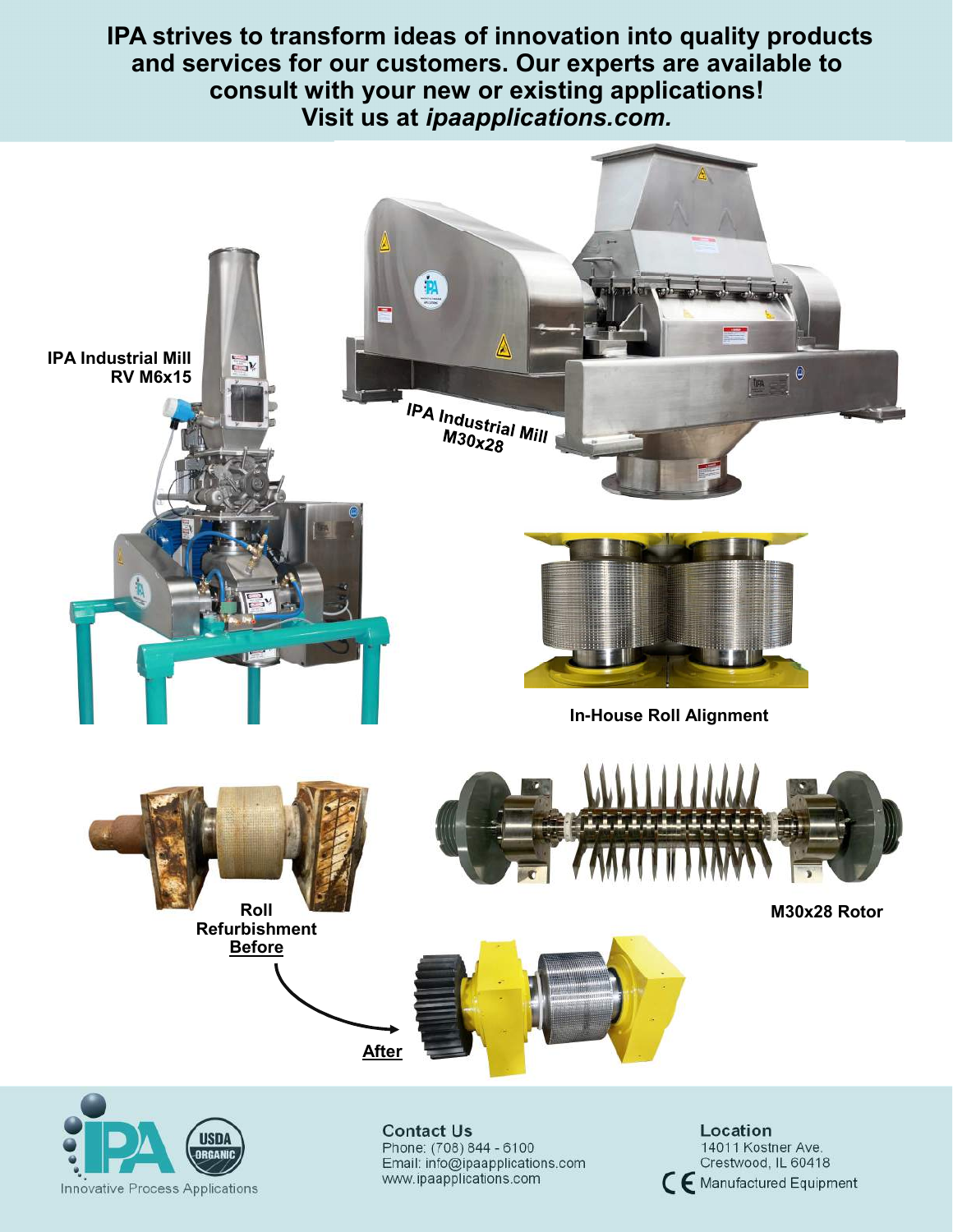**IPA strives to transform ideas of innovation into quality products and services for our customers. Our experts are available to consult with your new or existing applications! Visit us at *ipaapplications.com.***

IPA Industrial Mill RV M6x15

IPA Industrial Mill M30x28

In-House Roll Alignment

M30x28 Rotor

Roll Refurbishment Before

After

Innovative Process Applications

**Contact Us**
Phone: (708) 844 - 6100
Email: info@ipaapplications.com
www.ipaapplications.com

**Location**
14011 Kostner Ave.
Crestwood, IL 60418
CE Manufactured Equipment